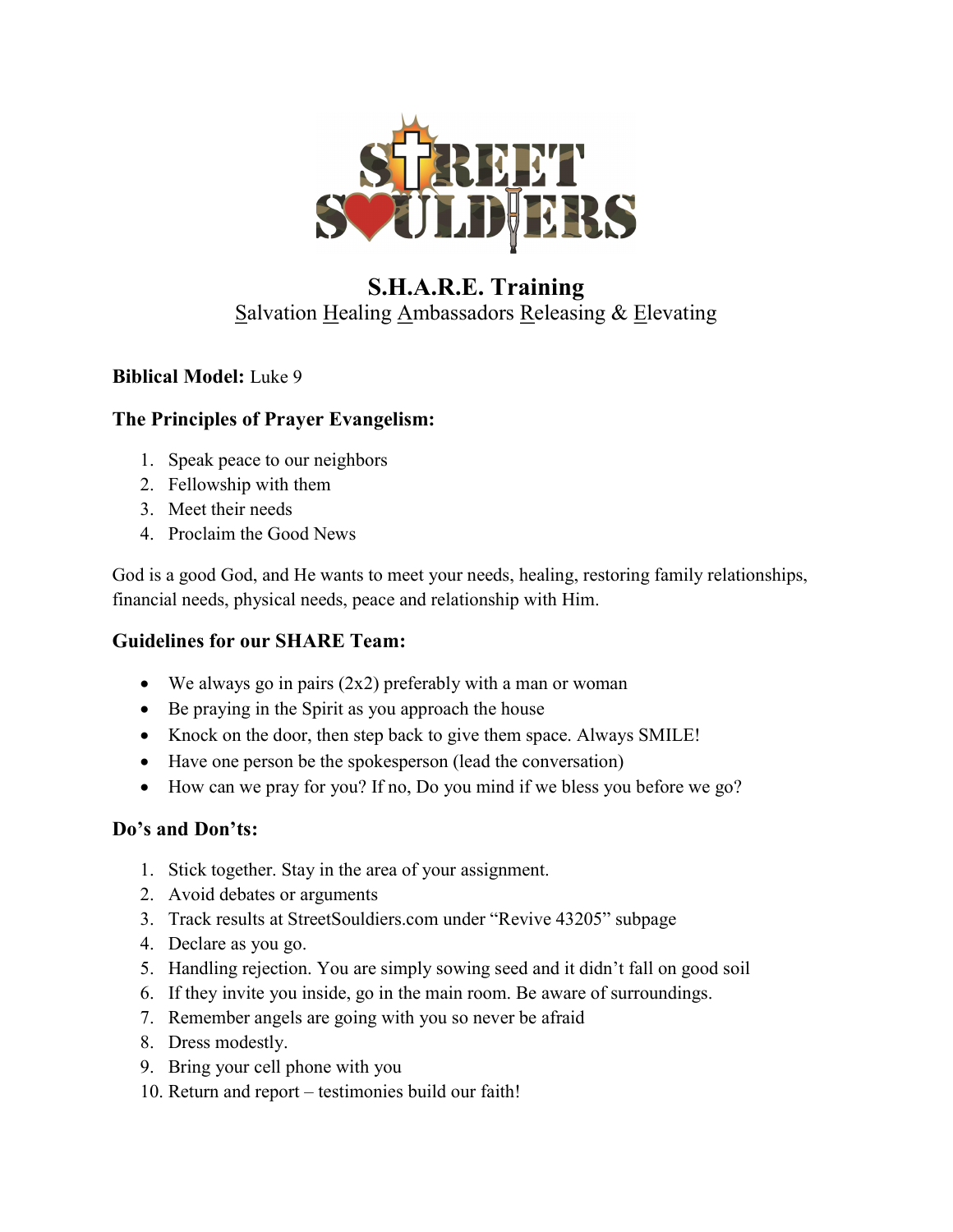STREET SOULDIERS

# S.H.A.R.E. Training

Salvation Healing Ambassadors Releasing & Elevating

**Biblical Model:** Luke 9

### The Principles of Prayer Evangelism:

1. Speak peace to our neighbors
2. Fellowship with them
3. Meet their needs
4. Proclaim the Good News

God is a good God, and He wants to meet your needs, healing, restoring family relationships, financial needs, physical needs, peace and relationship with Him.

### Guidelines for our SHARE Team:

- We always go in pairs (2x2) preferably with a man or woman
- Be praying in the Spirit as you approach the house
- Knock on the door, then step back to give them space. Always SMILE!
- Have one person be the spokesperson (lead the conversation)
- How can we pray for you? If no, Do you mind if we bless you before we go?

### Do's and Don'ts:

1. Stick together. Stay in the area of your assignment.
2. Avoid debates or arguments
3. Track results at StreetSouldiers.com under "Revive 43205" subpage
4. Declare as you go.
5. Handling rejection. You are simply sowing seed and it didn't fall on good soil
6. If they invite you inside, go in the main room. Be aware of surroundings.
7. Remember angels are going with you so never be afraid
8. Dress modestly.
9. Bring your cell phone with you
10. Return and report – testimonies build our faith!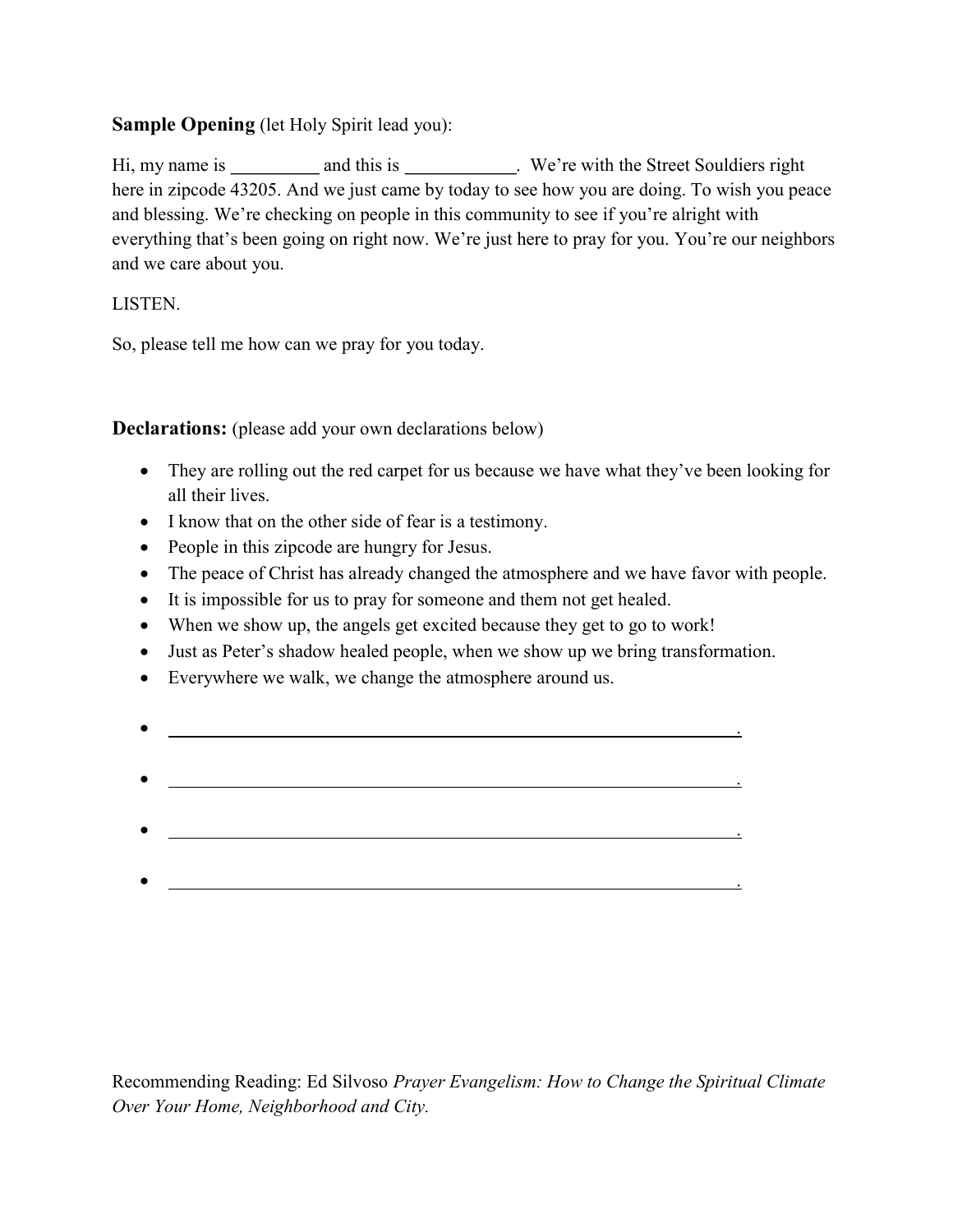**Sample Opening** (let Holy Spirit lead you):

Hi, my name is __________ and this is ____________. We're with the Street Souldiers right here in zipcode 43205. And we just came by today to see how you are doing. To wish you peace and blessing. We're checking on people in this community to see if you're alright with everything that's been going on right now. We're just here to pray for you. You're our neighbors and we care about you.

LISTEN.

So, please tell me how can we pray for you today.

**Declarations:** (please add your own declarations below)

- They are rolling out the red carpet for us because we have what they've been looking for all their lives.
- I know that on the other side of fear is a testimony.
- People in this zipcode are hungry for Jesus.
- The peace of Christ has already changed the atmosphere and we have favor with people.
- It is impossible for us to pray for someone and them not get healed.
- When we show up, the angels get excited because they get to go to work!
- Just as Peter's shadow healed people, when we show up we bring transformation.
- Everywhere we walk, we change the atmosphere around us.
- ______________________________________________________________.
- ______________________________________________________________.
- ______________________________________________________________.
- ______________________________________________________________.

Recommending Reading: Ed Silvoso *Prayer Evangelism: How to Change the Spiritual Climate Over Your Home, Neighborhood and City.*